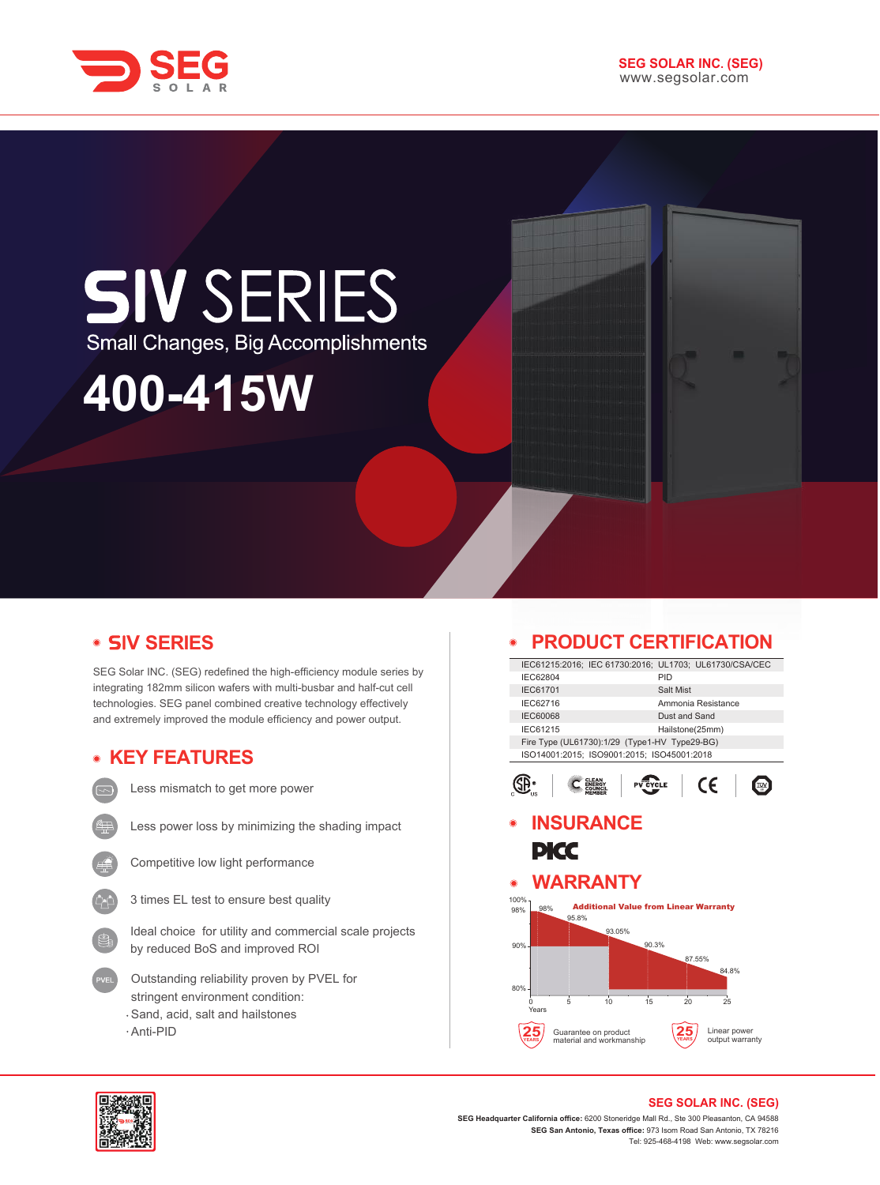SEG SOLAR INC. (SEG)
www.segsolar.com

# SIV SERIES

Small Changes, Big Accomplishments

# 400-415W

## SIV SERIES

SEG Solar INC. (SEG) redefined the high-efficiency module series by integrating 182mm silicon wafers with multi-busbar and half-cut cell technologies. SEG panel combined creative technology effectively and extremely improved the module efficiency and power output.

## KEY FEATURES

- Less mismatch to get more power
- Less power loss by minimizing the shading impact
- Competitive low light performance
- 3 times EL test to ensure best quality
- Ideal choice for utility and commercial scale projects by reduced BoS and improved ROI
- Outstanding reliability proven by PVEL for stringent environment condition:
  - Sand, acid, salt and hailstones
  - Anti-PID

## PRODUCT CERTIFICATION

| IEC61215:2016; IEC 61730:2016; UL1703; UL61730/CSA/CEC | |
|---|---|
| IEC62804 | PID |
| IEC61701 | Salt Mist |
| IEC62716 | Ammonia Resistance |
| IEC60068 | Dust and Sand |
| IEC61215 | Hailstone(25mm) |
| Fire Type (UL61730):1/29 (Type1-HV Type29-BG) | |
| ISO14001:2015; ISO9001:2015; ISO45001:2018 | |

## INSURANCE

PICC

## WARRANTY

Additional Value from Linear Warranty

| Years | 0 | 1 | 5 | 10 | 15 | 20 | 25 |
|---|---|---|---|---|---|---|---|
| Power | 100% | 98% | 95.8% | 93.05% | 90.3% | 87.55% | 84.8% |

25 YEARS Guarantee on product material and workmanship

25 YEARS Linear power output warranty

SEG SOLAR INC. (SEG)

**SEG Headquarter California office:** 6200 Stoneridge Mall Rd., Ste 300 Pleasanton, CA 94588

**SEG San Antonio, Texas office:** 973 Isom Road San Antonio, TX 78216

Tel: 925-468-4198 Web: www.segsolar.com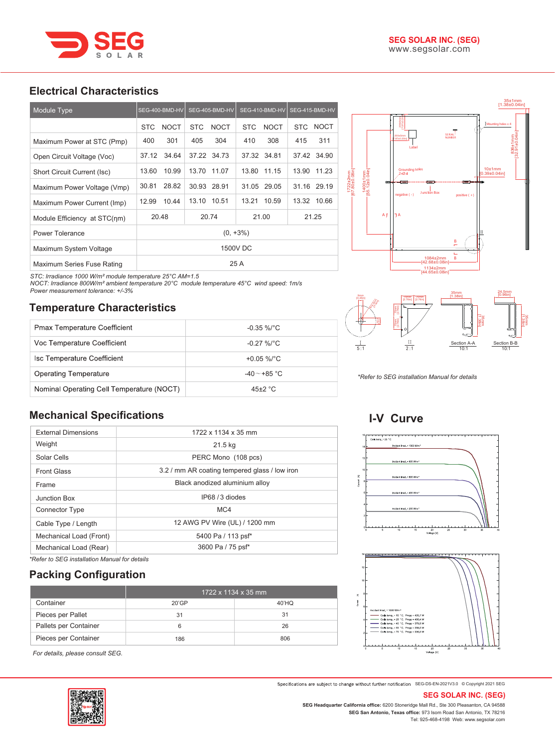SEG SOLAR INC. (SEG)
www.segsolar.com

## Electrical Characteristics

| Module Type | SEG-400-BMD-HV | | SEG-405-BMD-HV | | SEG-410-BMD-HV | | SEG-415-BMD-HV | |
|---|---|---|---|---|---|---|---|---|
| | STC | NOCT | STC | NOCT | STC | NOCT | STC | NOCT |
| Maximum Power at STC (Pmp) | 400 | 301 | 405 | 304 | 410 | 308 | 415 | 311 |
| Open Circuit Voltage (Voc) | 37.12 | 34.64 | 37.22 | 34.73 | 37.32 | 34.81 | 37.42 | 34.90 |
| Short Circuit Current (Isc) | 13.60 | 10.99 | 13.70 | 11.07 | 13.80 | 11.15 | 13.90 | 11.23 |
| Maximum Power Voltage (Vmp) | 30.81 | 28.82 | 30.93 | 28.91 | 31.05 | 29.05 | 31.16 | 29.19 |
| Maximum Power Current (Imp) | 12.99 | 10.44 | 13.10 | 10.51 | 13.21 | 10.59 | 13.32 | 10.66 |
| Module Efficiency at STC(ηm) | 20.48 | | 20.74 | | 21.00 | | 21.25 | |
| Power Tolerance | (0, +3%) | | | | | | | |
| Maximum System Voltage | 1500V DC | | | | | | | |
| Maximum Series Fuse Rating | 25 A | | | | | | | |

*STC: Irradiance 1000 W/m² module temperature 25°C AM=1.5*
*NOCT: Irradiance 800W/m² ambient temperature 20°C module temperature 45°C wind speed: 1m/s*
*Power measurement tolerance: +/-3%*

35±1mm [1.38±0.04in]
Mounting holes x 4
SERIAL NUMBER
Label
836±1mm [32.91±0.04in]
1722±2mm [67.80±0.08in]
1400±1mm [55.12±0.04in]
Grounding holes 2×Φ4
10±1mm [0.39±0.04in]
negative ( - )
Junction Box
positive ( + )
A A
II
B
B
1084±2mm [42.68±0.08in]
1134±2mm [44.65±0.08in]

I 5:1
II 2:1
35mm [1.38in]
Section A-A 10:1
24.5mm [0.96in]
Section B-B 10:1

*Refer to SEG installation Manual for details

## Temperature Characteristics

| | |
|---|---|
| Pmax Temperature Coefficient | -0.35 %/°C |
| Voc Temperature Coefficient | -0.27 %/°C |
| Isc Temperature Coefficient | +0.05 %/°C |
| Operating Temperature | -40 ~ +85 °C |
| Nominal Operating Cell Temperature (NOCT) | 45±2 °C |

## Mechanical Specifications

| | |
|---|---|
| External Dimensions | 1722 x 1134 x 35 mm |
| Weight | 21.5 kg |
| Solar Cells | PERC Mono (108 pcs) |
| Front Glass | 3.2 / mm AR coating tempered glass / low iron |
| Frame | Black anodized aluminium alloy |
| Junction Box | IP68 / 3 diodes |
| Connector Type | MC4 |
| Cable Type / Length | 12 AWG PV Wire (UL) / 1200 mm |
| Mechanical Load (Front) | 5400 Pa / 113 psf* |
| Mechanical Load (Rear) | 3600 Pa / 75 psf* |

*Refer to SEG installation Manual for details

## I-V Curve

Cells temp. = 25 °C
Incident Irrad. = 1000 W/m²
Incident Irrad. = 800 W/m²
Incident Irrad. = 600 W/m²
Incident Irrad. = 400 W/m²
Incident Irrad. = 200 W/m²
Current (A)
Voltage (V)

Incident Irrad. = 1000 W/m²
Cells temp. = 10 °C, Pmpp = 420,7 W
Cells temp. = 25 °C, Pmpp = 400,4 W
Cells temp. = 40 °C, Pmpp = 379,5 W
Cells temp. = 55 °C, Pmpp = 358,0 W
Cells temp. = 70 °C, Pmpp = 336,3 W
Current (A)
Voltage (V)

## Packing Configuration

| | 1722 x 1134 x 35 mm | |
|---|---|---|
| Container | 20'GP | 40'HQ |
| Pieces per Pallet | 31 | 31 |
| Pallets per Container | 6 | 26 |
| Pieces per Container | 186 | 806 |

*For details, please consult SEG.*

Specifications are subject to change without further notification SEG-DS-EN-2021V3.0 © Copyright 2021 SEG

**SEG SOLAR INC. (SEG)**

**SEG Headquarter California office:** 6200 Stoneridge Mall Rd., Ste 300 Pleasanton, CA 94588
**SEG San Antonio, Texas office:** 973 Isom Road San Antonio, TX 78216
Tel: 925-468-4198 Web: www.segsolar.com